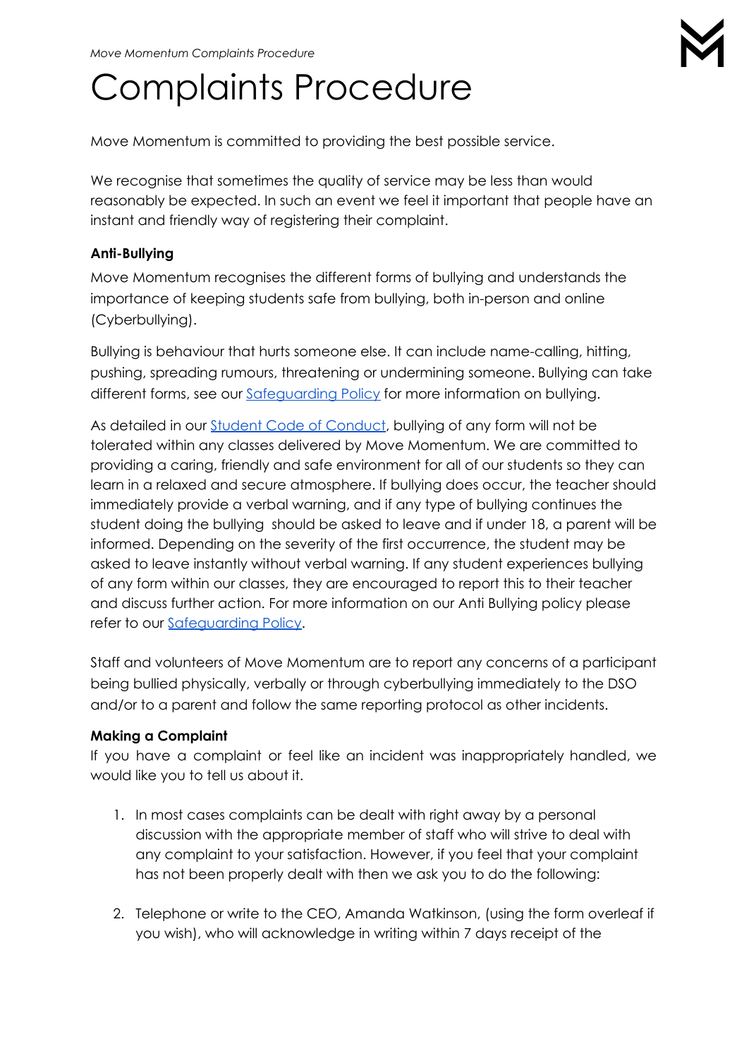# Complaints Procedure

Move Momentum is committed to providing the best possible service.

We recognise that sometimes the quality of service may be less than would reasonably be expected. In such an event we feel it important that people have an instant and friendly way of registering their complaint.

**Anti-Bullying**

Move Momentum recognises the different forms of bullying and understands the importance of keeping students safe from bullying, both in-person and online (Cyberbullying).

Bullying is behaviour that hurts someone else. It can include name-calling, hitting, pushing, spreading rumours, threatening or undermining someone. Bullying can take different forms, see our Safeguarding Policy for more information on bullying.

As detailed in our Student Code of Conduct, bullying of any form will not be tolerated within any classes delivered by Move Momentum. We are committed to providing a caring, friendly and safe environment for all of our students so they can learn in a relaxed and secure atmosphere. If bullying does occur, the teacher should immediately provide a verbal warning, and if any type of bullying continues the student doing the bullying should be asked to leave and if under 18, a parent will be informed. Depending on the severity of the first occurrence, the student may be asked to leave instantly without verbal warning. If any student experiences bullying of any form within our classes, they are encouraged to report this to their teacher and discuss further action. For more information on our Anti Bullying policy please refer to our Safeguarding Policy.

Staff and volunteers of Move Momentum are to report any concerns of a participant being bullied physically, verbally or through cyberbullying immediately to the DSO and/or to a parent and follow the same reporting protocol as other incidents.

**Making a Complaint**

If you have a complaint or feel like an incident was inappropriately handled, we would like you to tell us about it.

1. In most cases complaints can be dealt with right away by a personal discussion with the appropriate member of staff who will strive to deal with any complaint to your satisfaction. However, if you feel that your complaint has not been properly dealt with then we ask you to do the following:

2. Telephone or write to the CEO, Amanda Watkinson, (using the form overleaf if you wish), who will acknowledge in writing within 7 days receipt of the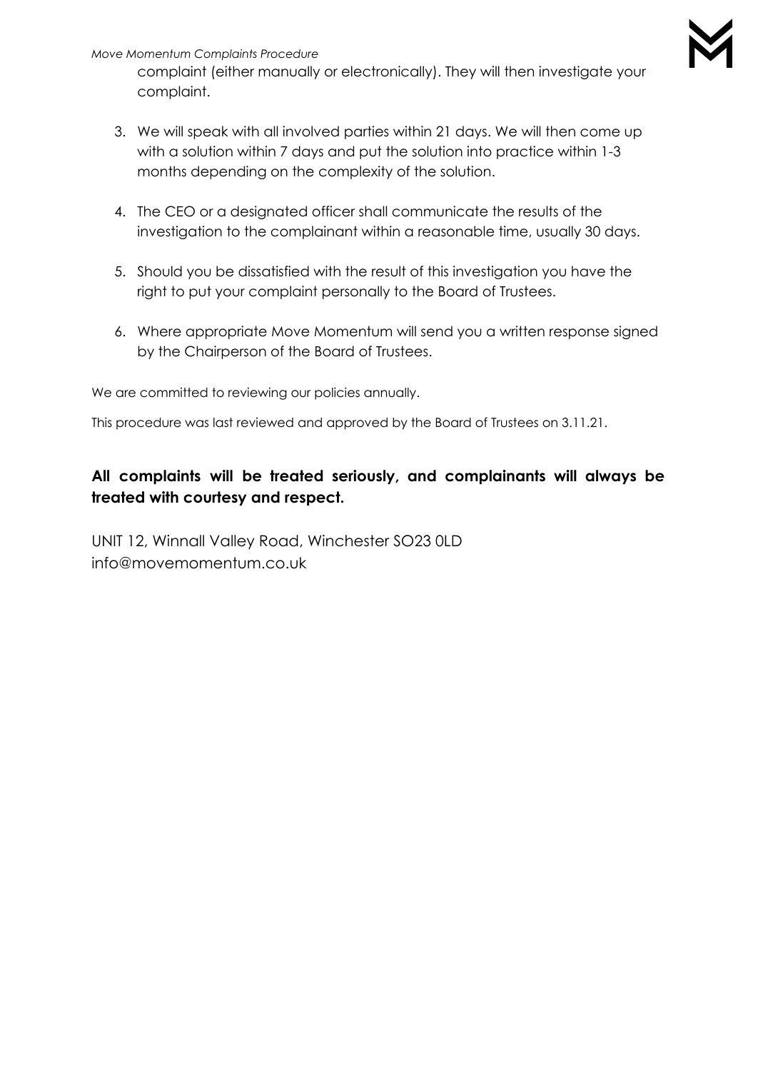complaint (either manually or electronically). They will then investigate your complaint.

3. We will speak with all involved parties within 21 days. We will then come up with a solution within 7 days and put the solution into practice within 1-3 months depending on the complexity of the solution.

4. The CEO or a designated officer shall communicate the results of the investigation to the complainant within a reasonable time, usually 30 days.

5. Should you be dissatisfied with the result of this investigation you have the right to put your complaint personally to the Board of Trustees.

6. Where appropriate Move Momentum will send you a written response signed by the Chairperson of the Board of Trustees.

We are committed to reviewing our policies annually.

This procedure was last reviewed and approved by the Board of Trustees on 3.11.21.

**All complaints will be treated seriously, and complainants will always be treated with courtesy and respect.**

UNIT 12, Winnall Valley Road, Winchester SO23 0LD
info@movemomentum.co.uk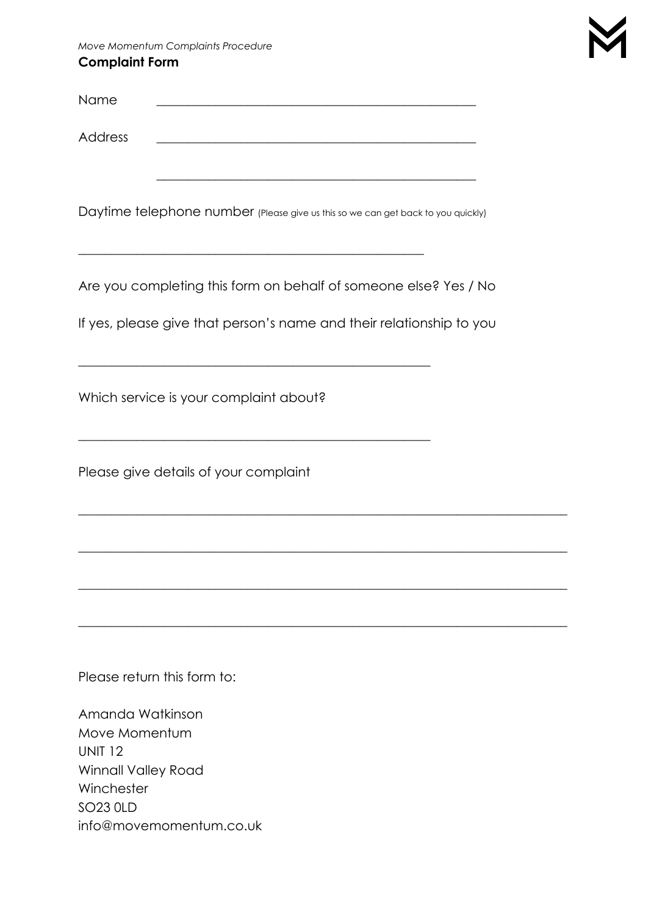*Move Momentum Complaints Procedure*

**Complaint Form**

Name ______________________________________________

Address ______________________________________________

______________________________________________

Daytime telephone number (Please give us this so we can get back to you quickly)

______________________________________________

Are you completing this form on behalf of someone else? Yes / No

If yes, please give that person's name and their relationship to you

______________________________________________

Which service is your complaint about?

______________________________________________

Please give details of your complaint

______________________________________________________________________

______________________________________________________________________

______________________________________________________________________

______________________________________________________________________

Please return this form to:

Amanda Watkinson
Move Momentum
UNIT 12
Winnall Valley Road
Winchester
SO23 0LD
info@movemomentum.co.uk